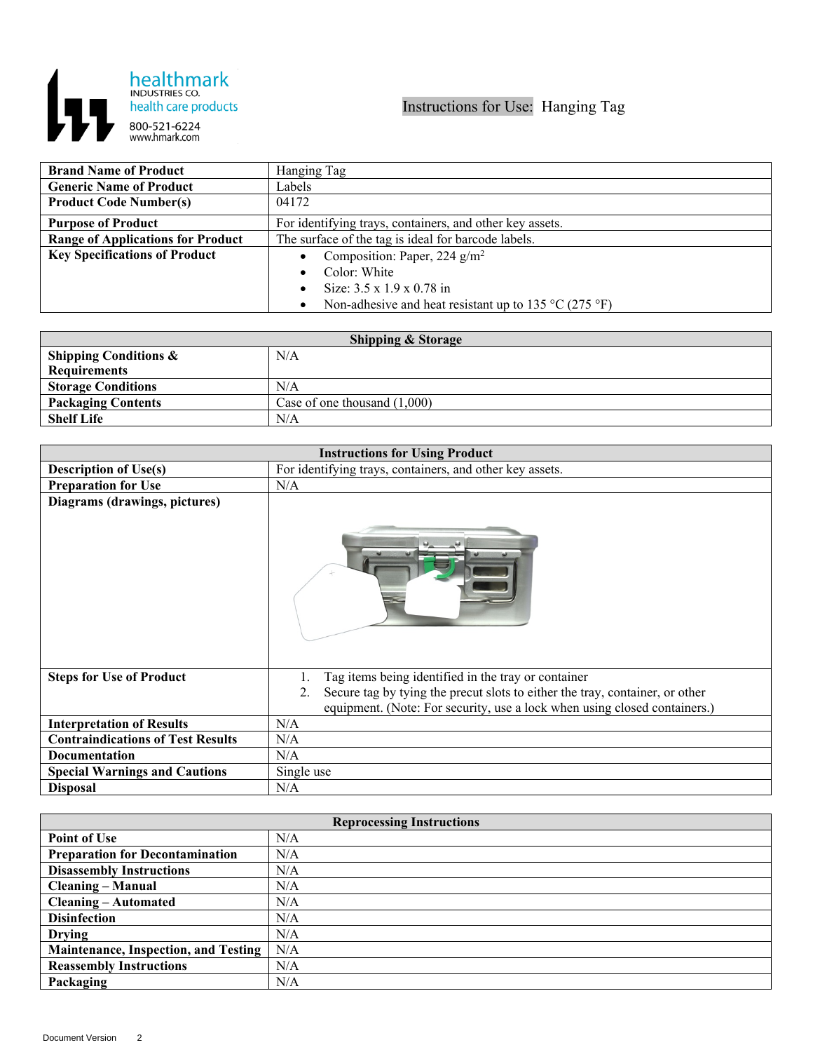healthmark
INDUSTRIES CO.
health care products
800-521-6224
www.hmark.com

# Instructions for Use: Hanging Tag

| | |
|---|---|
| **Brand Name of Product** | Hanging Tag |
| **Generic Name of Product** | Labels |
| **Product Code Number(s)** | 04172 |
| **Purpose of Product** | For identifying trays, containers, and other key assets. |
| **Range of Applications for Product** | The surface of the tag is ideal for barcode labels. |
| **Key Specifications of Product** | • Composition: Paper, 224 g/m$^2$<br>• Color: White<br>• Size: 3.5 x 1.9 x 0.78 in<br>• Non-adhesive and heat resistant up to 135 °C (275 °F) |

| **Shipping & Storage** | |
|---|---|
| **Shipping Conditions & Requirements** | N/A |
| **Storage Conditions** | N/A |
| **Packaging Contents** | Case of one thousand (1,000) |
| **Shelf Life** | N/A |

| **Instructions for Using Product** | |
|---|---|
| **Description of Use(s)** | For identifying trays, containers, and other key assets. |
| **Preparation for Use** | N/A |
| **Diagrams (drawings, pictures)** | |
| **Steps for Use of Product** | 1. Tag items being identified in the tray or container<br>2. Secure tag by tying the precut slots to either the tray, container, or other equipment. (Note: For security, use a lock when using closed containers.) |
| **Interpretation of Results** | N/A |
| **Contraindications of Test Results** | N/A |
| **Documentation** | N/A |
| **Special Warnings and Cautions** | Single use |
| **Disposal** | N/A |

| **Reprocessing Instructions** | |
|---|---|
| **Point of Use** | N/A |
| **Preparation for Decontamination** | N/A |
| **Disassembly Instructions** | N/A |
| **Cleaning – Manual** | N/A |
| **Cleaning – Automated** | N/A |
| **Disinfection** | N/A |
| **Drying** | N/A |
| **Maintenance, Inspection, and Testing** | N/A |
| **Reassembly Instructions** | N/A |
| **Packaging** | N/A |

Document Version 2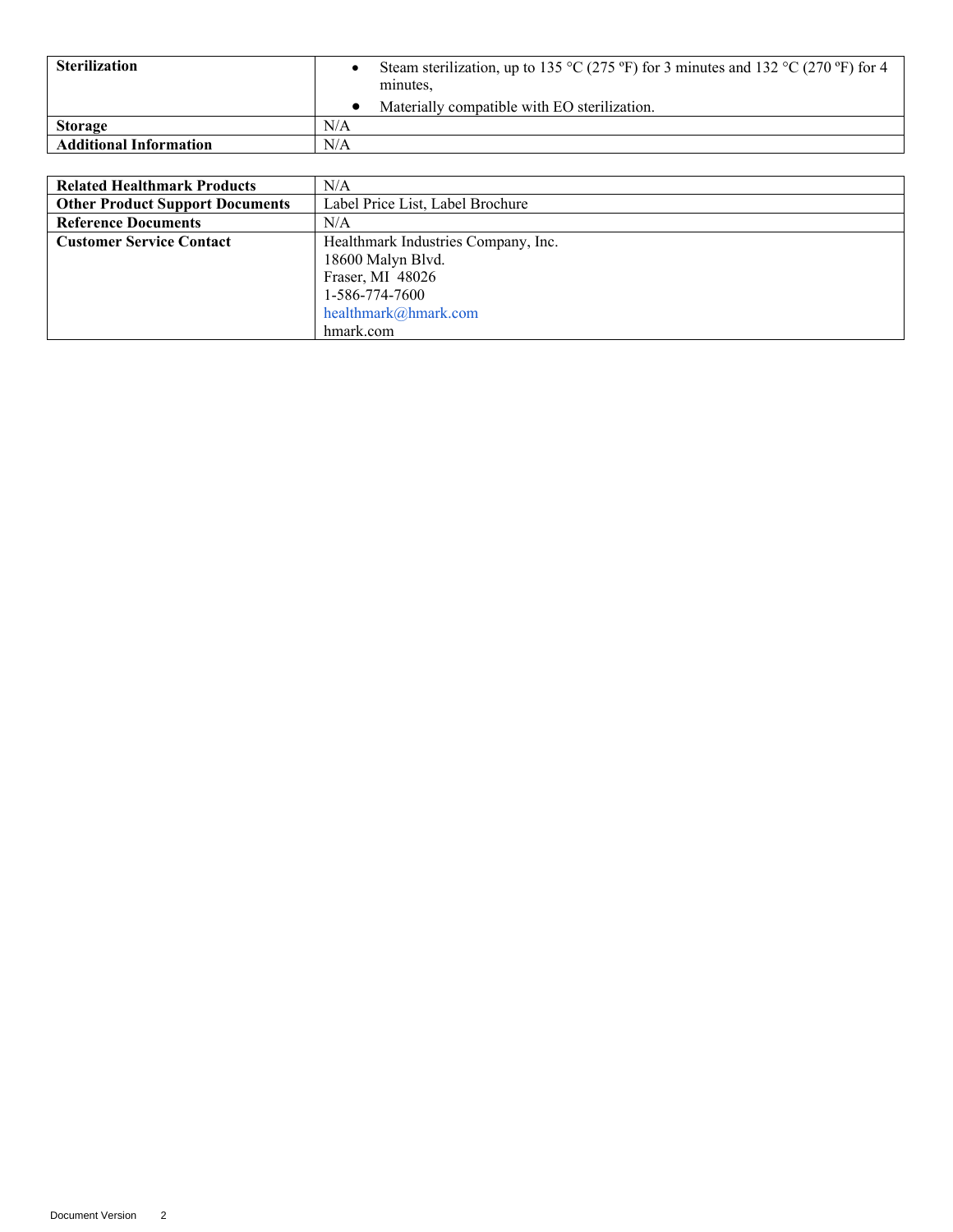| | |
|---|---|
| **Sterilization** | • Steam sterilization, up to 135 °C (275 ºF) for 3 minutes and 132 °C (270 ºF) for 4 minutes,<br>• Materially compatible with EO sterilization. |
| **Storage** | N/A |
| **Additional Information** | N/A |

| | |
|---|---|
| **Related Healthmark Products** | N/A |
| **Other Product Support Documents** | Label Price List, Label Brochure |
| **Reference Documents** | N/A |
| **Customer Service Contact** | Healthmark Industries Company, Inc.<br>18600 Malyn Blvd.<br>Fraser, MI 48026<br>1-586-774-7600<br>healthmark@hmark.com<br>hmark.com |

Document Version 2